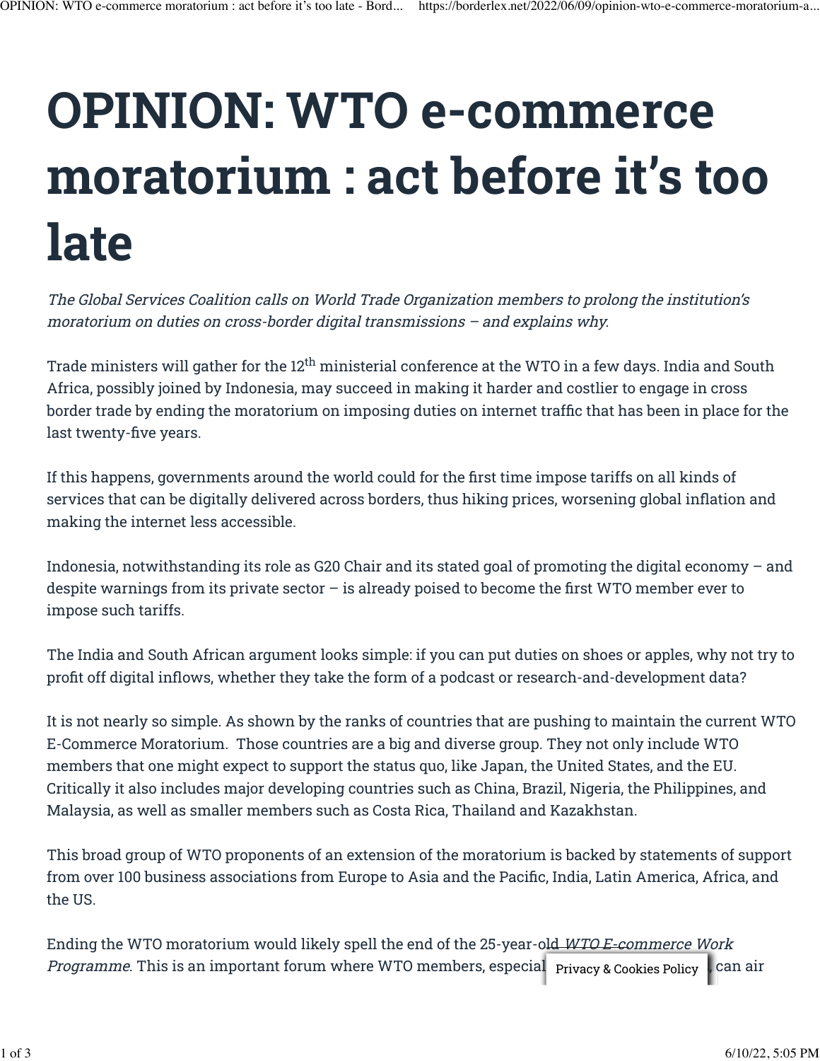# OPINION: WTO e-commerce moratorium : act before it's too late

*The Global Services Coalition calls on World Trade Organization members to prolong the institution's moratorium on duties on cross-border digital transmissions – and explains why.*

Trade ministers will gather for the 12th ministerial conference at the WTO in a few days. India and South Africa, possibly joined by Indonesia, may succeed in making it harder and costlier to engage in cross border trade by ending the moratorium on imposing duties on internet traffic that has been in place for the last twenty-five years.

If this happens, governments around the world could for the first time impose tariffs on all kinds of services that can be digitally delivered across borders, thus hiking prices, worsening global inflation and making the internet less accessible.

Indonesia, notwithstanding its role as G20 Chair and its stated goal of promoting the digital economy – and despite warnings from its private sector – is already poised to become the first WTO member ever to impose such tariffs.

The India and South African argument looks simple: if you can put duties on shoes or apples, why not try to profit off digital inflows, whether they take the form of a podcast or research-and-development data?

It is not nearly so simple. As shown by the ranks of countries that are pushing to maintain the current WTO E-Commerce Moratorium. Those countries are a big and diverse group. They not only include WTO members that one might expect to support the status quo, like Japan, the United States, and the EU. Critically it also includes major developing countries such as China, Brazil, Nigeria, the Philippines, and Malaysia, as well as smaller members such as Costa Rica, Thailand and Kazakhstan.

This broad group of WTO proponents of an extension of the moratorium is backed by statements of support from over 100 business associations from Europe to Asia and the Pacific, India, Latin America, Africa, and the US.

Ending the WTO moratorium would likely spell the end of the 25-year-old *WTO E-commerce Work Programme*. This is an important forum where WTO members, especial Privacy & Cookies Policy , can air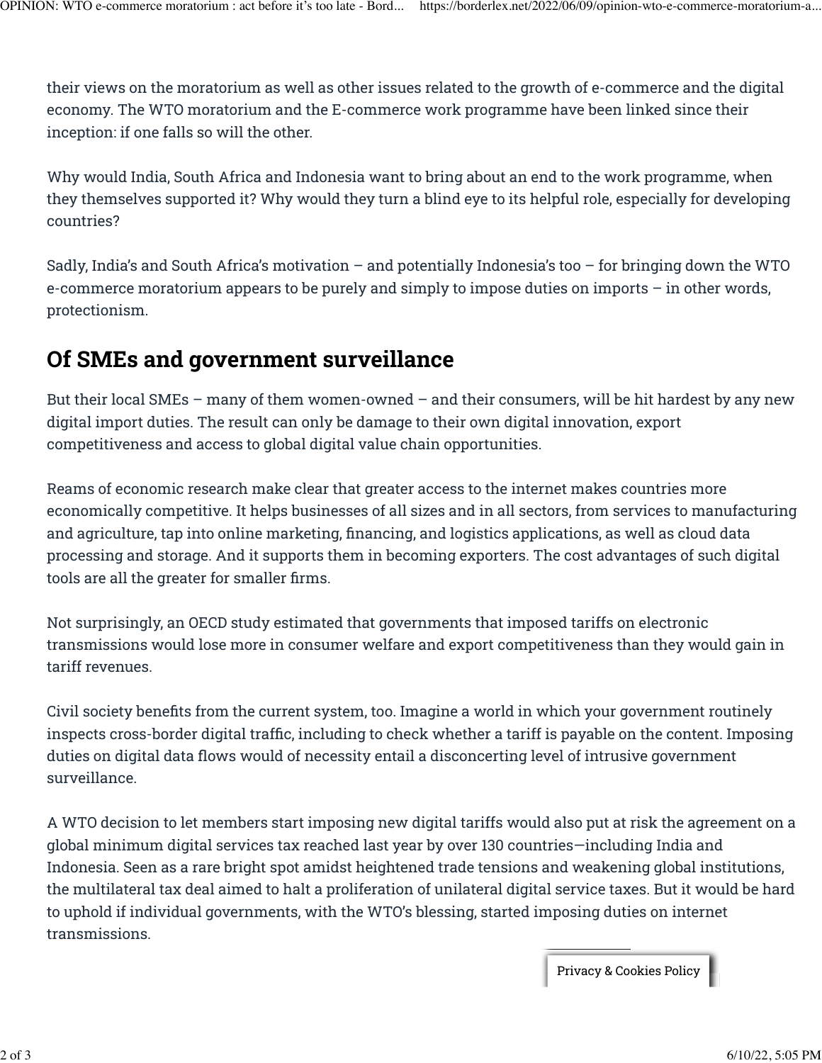their views on the moratorium as well as other issues related to the growth of e-commerce and the digital economy. The WTO moratorium and the E-commerce work programme have been linked since their inception: if one falls so will the other.

Why would India, South Africa and Indonesia want to bring about an end to the work programme, when they themselves supported it? Why would they turn a blind eye to its helpful role, especially for developing countries?

Sadly, India's and South Africa's motivation – and potentially Indonesia's too – for bringing down the WTO e-commerce moratorium appears to be purely and simply to impose duties on imports – in other words, protectionism.

## Of SMEs and government surveillance

But their local SMEs – many of them women-owned – and their consumers, will be hit hardest by any new digital import duties. The result can only be damage to their own digital innovation, export competitiveness and access to global digital value chain opportunities.

Reams of economic research make clear that greater access to the internet makes countries more economically competitive. It helps businesses of all sizes and in all sectors, from services to manufacturing and agriculture, tap into online marketing, financing, and logistics applications, as well as cloud data processing and storage. And it supports them in becoming exporters. The cost advantages of such digital tools are all the greater for smaller firms.

Not surprisingly, an OECD study estimated that governments that imposed tariffs on electronic transmissions would lose more in consumer welfare and export competitiveness than they would gain in tariff revenues.

Civil society benefits from the current system, too. Imagine a world in which your government routinely inspects cross-border digital traffic, including to check whether a tariff is payable on the content. Imposing duties on digital data flows would of necessity entail a disconcerting level of intrusive government surveillance.

A WTO decision to let members start imposing new digital tariffs would also put at risk the agreement on a global minimum digital services tax reached last year by over 130 countries—including India and Indonesia. Seen as a rare bright spot amidst heightened trade tensions and weakening global institutions, the multilateral tax deal aimed to halt a proliferation of unilateral digital service taxes. But it would be hard to uphold if individual governments, with the WTO's blessing, started imposing duties on internet transmissions.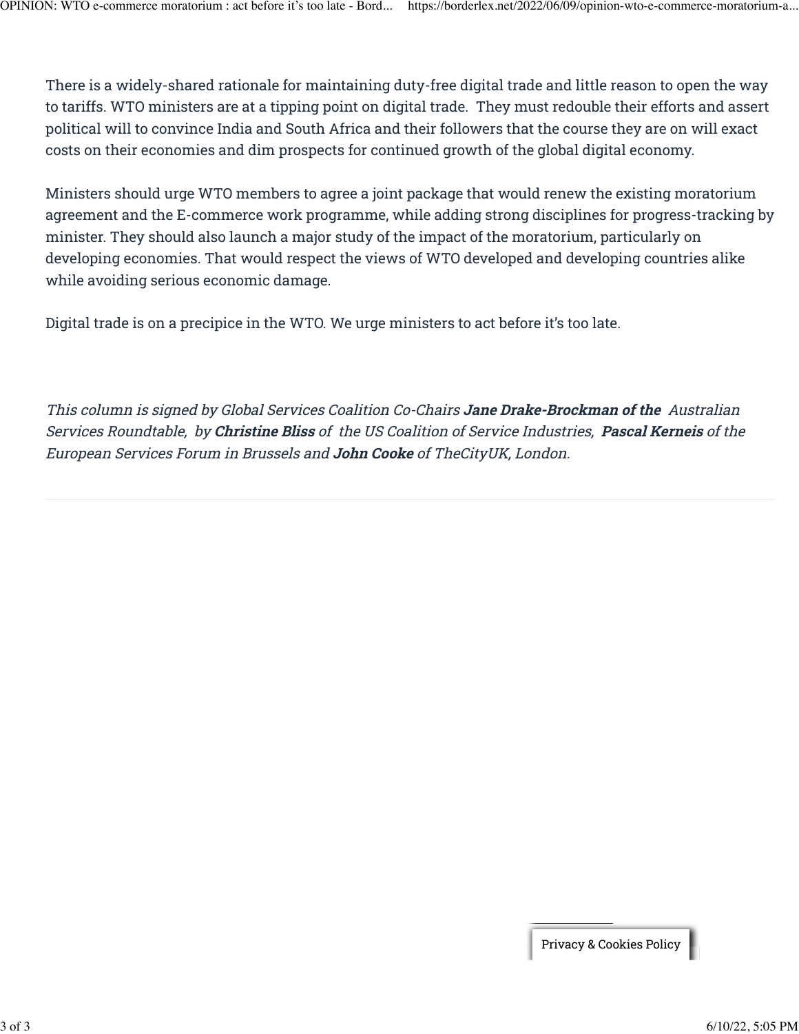There is a widely-shared rationale for maintaining duty-free digital trade and little reason to open the way to tariffs. WTO ministers are at a tipping point on digital trade. They must redouble their efforts and assert political will to convince India and South Africa and their followers that the course they are on will exact costs on their economies and dim prospects for continued growth of the global digital economy.

Ministers should urge WTO members to agree a joint package that would renew the existing moratorium agreement and the E-commerce work programme, while adding strong disciplines for progress-tracking by minister. They should also launch a major study of the impact of the moratorium, particularly on developing economies. That would respect the views of WTO developed and developing countries alike while avoiding serious economic damage.

Digital trade is on a precipice in the WTO. We urge ministers to act before it's too late.

*This column is signed by Global Services Coalition Co-Chairs **Jane Drake-Brockman of the** Australian Services Roundtable, by **Christine Bliss** of the US Coalition of Service Industries, **Pascal Kerneis** of the European Services Forum in Brussels and **John Cooke** of TheCityUK, London.*

Privacy & Cookies Policy